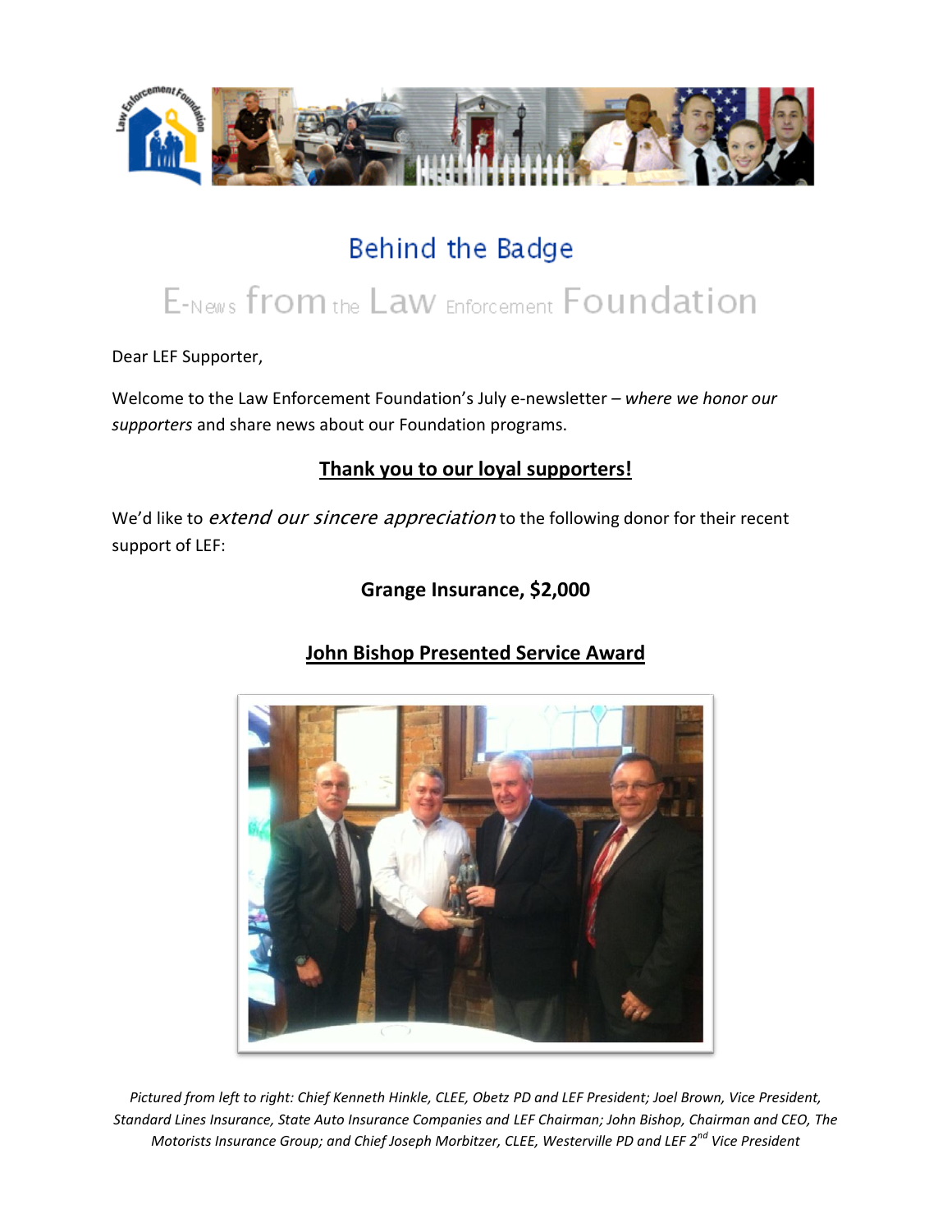# Behind the Badge

## E-News from the Law Enforcement Foundation

Dear LEF Supporter,

Welcome to the Law Enforcement Foundation's July e-newsletter – *where we honor our supporters* and share news about our Foundation programs.

## Thank you to our loyal supporters!

We'd like to *extend our sincere appreciation* to the following donor for their recent support of LEF:

**Grange Insurance, $2,000**

## John Bishop Presented Service Award

*Pictured from left to right: Chief Kenneth Hinkle, CLEE, Obetz PD and LEF President; Joel Brown, Vice President, Standard Lines Insurance, State Auto Insurance Companies and LEF Chairman; John Bishop, Chairman and CEO, The Motorists Insurance Group; and Chief Joseph Morbitzer, CLEE, Westerville PD and LEF 2nd Vice President*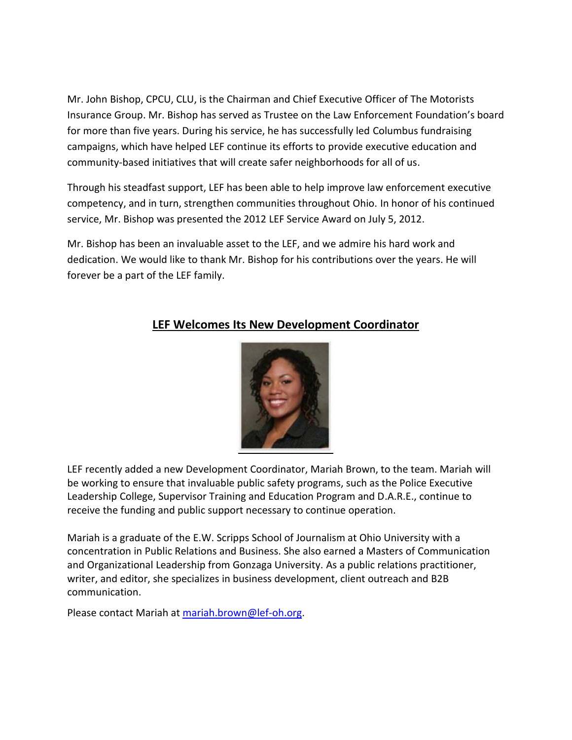Mr. John Bishop, CPCU, CLU, is the Chairman and Chief Executive Officer of The Motorists Insurance Group. Mr. Bishop has served as Trustee on the Law Enforcement Foundation's board for more than five years. During his service, he has successfully led Columbus fundraising campaigns, which have helped LEF continue its efforts to provide executive education and community-based initiatives that will create safer neighborhoods for all of us.

Through his steadfast support, LEF has been able to help improve law enforcement executive competency, and in turn, strengthen communities throughout Ohio. In honor of his continued service, Mr. Bishop was presented the 2012 LEF Service Award on July 5, 2012.

Mr. Bishop has been an invaluable asset to the LEF, and we admire his hard work and dedication. We would like to thank Mr. Bishop for his contributions over the years. He will forever be a part of the LEF family.

## LEF Welcomes Its New Development Coordinator

LEF recently added a new Development Coordinator, Mariah Brown, to the team. Mariah will be working to ensure that invaluable public safety programs, such as the Police Executive Leadership College, Supervisor Training and Education Program and D.A.R.E., continue to receive the funding and public support necessary to continue operation.

Mariah is a graduate of the E.W. Scripps School of Journalism at Ohio University with a concentration in Public Relations and Business. She also earned a Masters of Communication and Organizational Leadership from Gonzaga University. As a public relations practitioner, writer, and editor, she specializes in business development, client outreach and B2B communication.

Please contact Mariah at mariah.brown@lef-oh.org.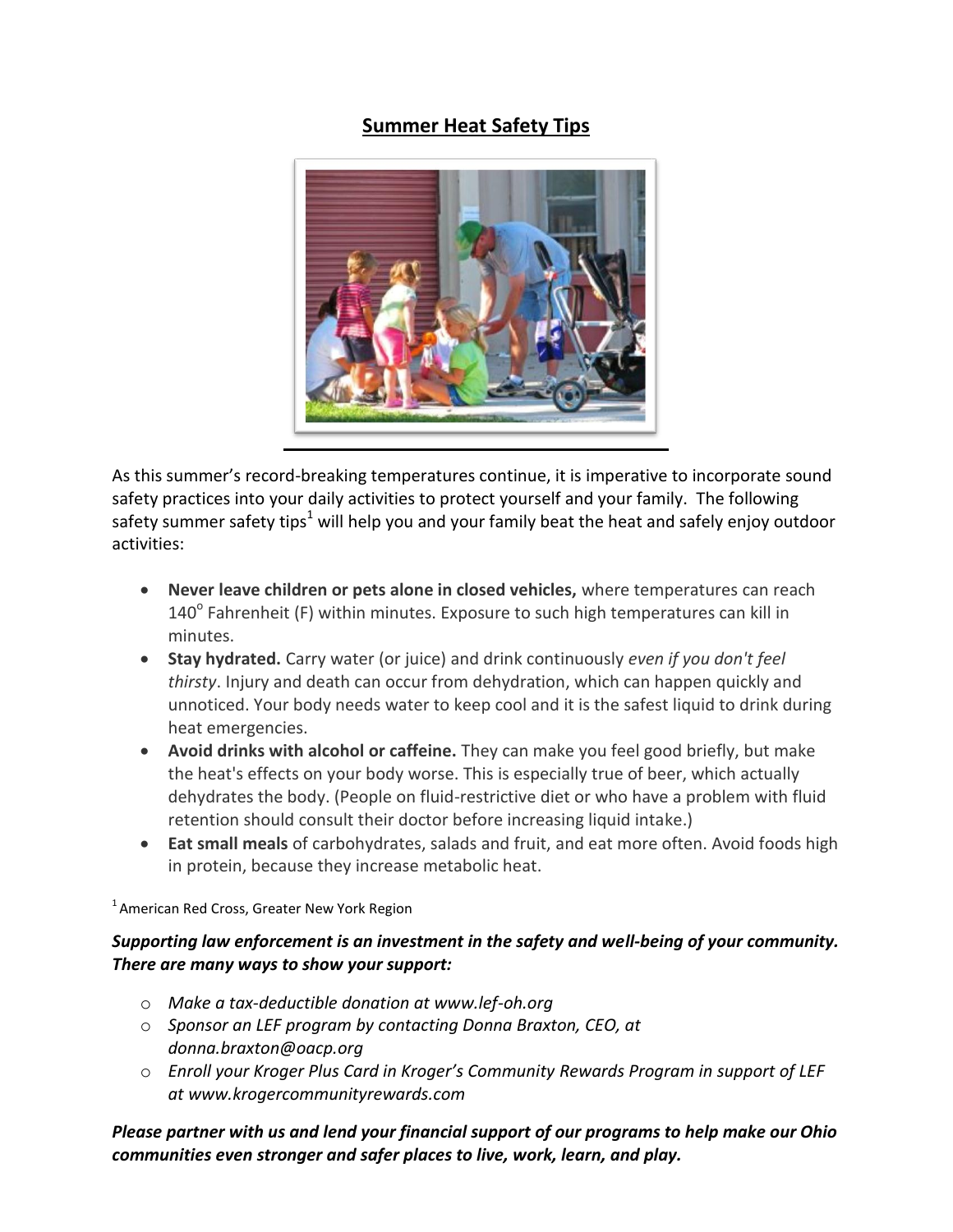# Summary Heat Safety Tips

As this summer's record-breaking temperatures continue, it is imperative to incorporate sound safety practices into your daily activities to protect yourself and your family. The following safety summer safety tips[1] will help you and your family beat the heat and safely enjoy outdoor activities:

- **Never leave children or pets alone in closed vehicles,** where temperatures can reach 140° Fahrenheit (F) within minutes. Exposure to such high temperatures can kill in minutes.
- **Stay hydrated.** Carry water (or juice) and drink continuously *even if you don't feel thirsty*. Injury and death can occur from dehydration, which can happen quickly and unnoticed. Your body needs water to keep cool and it is the safest liquid to drink during heat emergencies.
- **Avoid drinks with alcohol or caffeine.** They can make you feel good briefly, but make the heat's effects on your body worse. This is especially true of beer, which actually dehydrates the body. (People on fluid-restrictive diet or who have a problem with fluid retention should consult their doctor before increasing liquid intake.)
- **Eat small meals** of carbohydrates, salads and fruit, and eat more often. Avoid foods high in protein, because they increase metabolic heat.

[1] American Red Cross, Greater New York Region

***Supporting law enforcement is an investment in the safety and well-being of your community. There are many ways to show your support:***

- *Make a tax-deductible donation at www.lef-oh.org*
- *Sponsor an LEF program by contacting Donna Braxton, CEO, at donna.braxton@oacp.org*
- *Enroll your Kroger Plus Card in Kroger's Community Rewards Program in support of LEF at www.krogercommunityrewards.com*

***Please partner with us and lend your financial support of our programs to help make our Ohio communities even stronger and safer places to live, work, learn, and play.***

# Summer Heat Safety Tips

As this summer's record-breaking temperatures continue, it is imperative to incorporate sound safety practices into your daily activities to protect yourself and your family. The following safety summer safety tips[1] will help you and your family beat the heat and safely enjoy outdoor activities:

- **Never leave children or pets alone in closed vehicles,** where temperatures can reach 140° Fahrenheit (F) within minutes. Exposure to such high temperatures can kill in minutes.
- **Stay hydrated.** Carry water (or juice) and drink continuously *even if you don't feel thirsty*. Injury and death can occur from dehydration, which can happen quickly and unnoticed. Your body needs water to keep cool and it is the safest liquid to drink during heat emergencies.
- **Avoid drinks with alcohol or caffeine.** They can make you feel good briefly, but make the heat's effects on your body worse. This is especially true of beer, which actually dehydrates the body. (People on fluid-restrictive diet or who have a problem with fluid retention should consult their doctor before increasing liquid intake.)
- **Eat small meals** of carbohydrates, salads and fruit, and eat more often. Avoid foods high in protein, because they increase metabolic heat.

[1] American Red Cross, Greater New York Region

***Supporting law enforcement is an investment in the safety and well-being of your community. There are many ways to show your support:***

- *Make a tax-deductible donation at www.lef-oh.org*
- *Sponsor an LEF program by contacting Donna Braxton, CEO, at donna.braxton@oacp.org*
- *Enroll your Kroger Plus Card in Kroger's Community Rewards Program in support of LEF at www.krogercommunityrewards.com*

***Please partner with us and lend your financial support of our programs to help make our Ohio communities even stronger and safer places to live, work, learn, and play.***